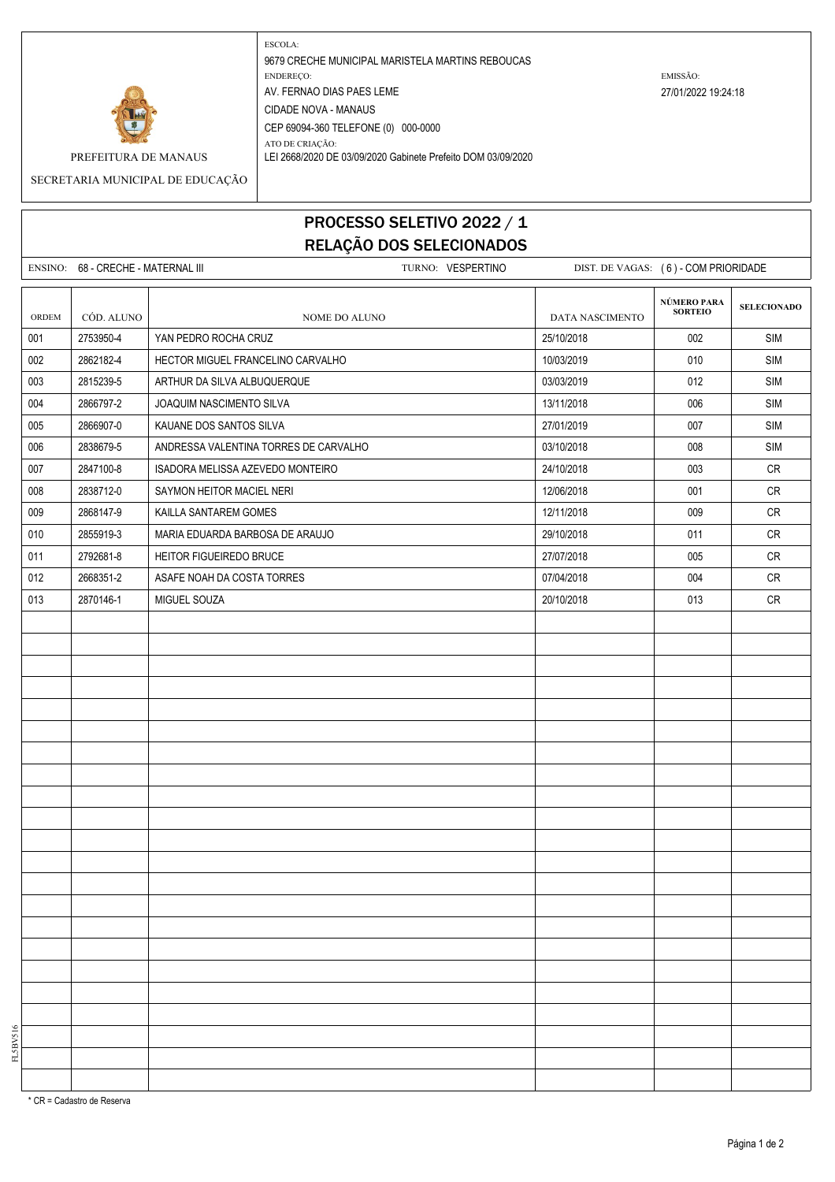PREFEITURA DE MANAUS

SECRETARIA MUNICIPAL DE EDUCAÇÃO

ESCOLA:
9679 CRECHE MUNICIPAL MARISTELA MARTINS REBOUCAS

ENDEREÇO:
AV. FERNAO DIAS PAES LEME
CIDADE NOVA - MANAUS
CEP 69094-360 TELEFONE (0) 000-0000

ATO DE CRIAÇÃO:
LEI 2668/2020 DE 03/09/2020 Gabinete Prefeito DOM 03/09/2020

EMISSÃO:
27/01/2022 19:24:18

# PROCESSO SELETIVO 2022 / 1
# RELAÇÃO DOS SELECIONADOS

ENSINO: 68 - CRECHE - MATERNAL III    TURNO: VESPERTINO    DIST. DE VAGAS: ( 6 ) - COM PRIORIDADE

| ORDEM | CÓD. ALUNO | NOME DO ALUNO | DATA NASCIMENTO | NÚMERO PARA SORTEIO | SELECIONADO |
|---|---|---|---|---|---|
| 001 | 2753950-4 | YAN PEDRO ROCHA CRUZ | 25/10/2018 | 002 | SIM |
| 002 | 2862182-4 | HECTOR MIGUEL FRANCELINO CARVALHO | 10/03/2019 | 010 | SIM |
| 003 | 2815239-5 | ARTHUR DA SILVA ALBUQUERQUE | 03/03/2019 | 012 | SIM |
| 004 | 2866797-2 | JOAQUIM NASCIMENTO SILVA | 13/11/2018 | 006 | SIM |
| 005 | 2866907-0 | KAUANE DOS SANTOS SILVA | 27/01/2019 | 007 | SIM |
| 006 | 2838679-5 | ANDRESSA VALENTINA TORRES DE CARVALHO | 03/10/2018 | 008 | SIM |
| 007 | 2847100-8 | ISADORA MELISSA AZEVEDO MONTEIRO | 24/10/2018 | 003 | CR |
| 008 | 2838712-0 | SAYMON HEITOR MACIEL NERI | 12/06/2018 | 001 | CR |
| 009 | 2868147-9 | KAILLA SANTAREM GOMES | 12/11/2018 | 009 | CR |
| 010 | 2855919-3 | MARIA EDUARDA BARBOSA DE ARAUJO | 29/10/2018 | 011 | CR |
| 011 | 2792681-8 | HEITOR FIGUEIREDO BRUCE | 27/07/2018 | 005 | CR |
| 012 | 2668351-2 | ASAFE NOAH DA COSTA TORRES | 07/04/2018 | 004 | CR |
| 013 | 2870146-1 | MIGUEL SOUZA | 20/10/2018 | 013 | CR |

* CR = Cadastro de Reserva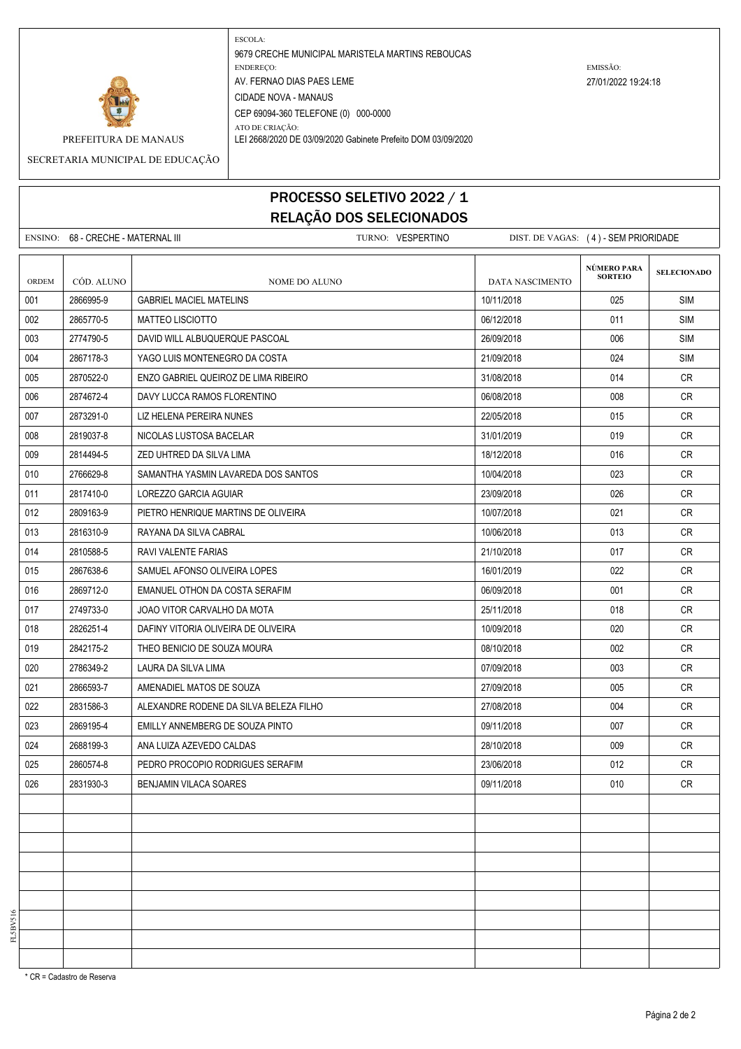ESCOLA:
9679 CRECHE MUNICIPAL MARISTELA MARTINS REBOUCAS
ENDEREÇO:
AV. FERNAO DIAS PAES LEME
CIDADE NOVA - MANAUS
CEP 69094-360 TELEFONE (0) 000-0000
ATO DE CRIAÇÃO:
LEI 2668/2020 DE 03/09/2020 Gabinete Prefeito DOM 03/09/2020

EMISSÃO:
27/01/2022 19:24:18

PREFEITURA DE MANAUS

SECRETARIA MUNICIPAL DE EDUCAÇÃO

# PROCESSO SELETIVO 2022 / 1
# RELAÇÃO DOS SELECIONADOS

ENSINO: 68 - CRECHE - MATERNAL III    TURNO: VESPERTINO    DIST. DE VAGAS: ( 4 ) - SEM PRIORIDADE

| ORDEM | CÓD. ALUNO | NOME DO ALUNO | DATA NASCIMENTO | NÚMERO PARA SORTEIO | SELECIONADO |
|---|---|---|---|---|---|
| 001 | 2866995-9 | GABRIEL MACIEL MATELINS | 10/11/2018 | 025 | SIM |
| 002 | 2865770-5 | MATTEO LISCIOTTO | 06/12/2018 | 011 | SIM |
| 003 | 2774790-5 | DAVID WILL ALBUQUERQUE PASCOAL | 26/09/2018 | 006 | SIM |
| 004 | 2867178-3 | YAGO LUIS MONTENEGRO DA COSTA | 21/09/2018 | 024 | SIM |
| 005 | 2870522-0 | ENZO GABRIEL QUEIROZ DE LIMA RIBEIRO | 31/08/2018 | 014 | CR |
| 006 | 2874672-4 | DAVY LUCCA RAMOS FLORENTINO | 06/08/2018 | 008 | CR |
| 007 | 2873291-0 | LIZ HELENA PEREIRA NUNES | 22/05/2018 | 015 | CR |
| 008 | 2819037-8 | NICOLAS LUSTOSA BACELAR | 31/01/2019 | 019 | CR |
| 009 | 2814494-5 | ZED UHTRED DA SILVA LIMA | 18/12/2018 | 016 | CR |
| 010 | 2766629-8 | SAMANTHA YASMIN LAVAREDA DOS SANTOS | 10/04/2018 | 023 | CR |
| 011 | 2817410-0 | LOREZZO GARCIA AGUIAR | 23/09/2018 | 026 | CR |
| 012 | 2809163-9 | PIETRO HENRIQUE MARTINS DE OLIVEIRA | 10/07/2018 | 021 | CR |
| 013 | 2816310-9 | RAYANA DA SILVA CABRAL | 10/06/2018 | 013 | CR |
| 014 | 2810588-5 | RAVI VALENTE FARIAS | 21/10/2018 | 017 | CR |
| 015 | 2867638-6 | SAMUEL AFONSO OLIVEIRA LOPES | 16/01/2019 | 022 | CR |
| 016 | 2869712-0 | EMANUEL OTHON DA COSTA SERAFIM | 06/09/2018 | 001 | CR |
| 017 | 2749733-0 | JOAO VITOR CARVALHO DA MOTA | 25/11/2018 | 018 | CR |
| 018 | 2826251-4 | DAFINY VITORIA OLIVEIRA DE OLIVEIRA | 10/09/2018 | 020 | CR |
| 019 | 2842175-2 | THEO BENICIO DE SOUZA MOURA | 08/10/2018 | 002 | CR |
| 020 | 2786349-2 | LAURA DA SILVA LIMA | 07/09/2018 | 003 | CR |
| 021 | 2866593-7 | AMENADIEL MATOS DE SOUZA | 27/09/2018 | 005 | CR |
| 022 | 2831586-3 | ALEXANDRE RODENE DA SILVA BELEZA FILHO | 27/08/2018 | 004 | CR |
| 023 | 2869195-4 | EMILLY ANNEMBERG DE SOUZA PINTO | 09/11/2018 | 007 | CR |
| 024 | 2688199-3 | ANA LUIZA AZEVEDO CALDAS | 28/10/2018 | 009 | CR |
| 025 | 2860574-8 | PEDRO PROCOPIO RODRIGUES SERAFIM | 23/06/2018 | 012 | CR |
| 026 | 2831930-3 | BENJAMIN VILACA SOARES | 09/11/2018 | 010 | CR |

\* CR = Cadastro de Reserva